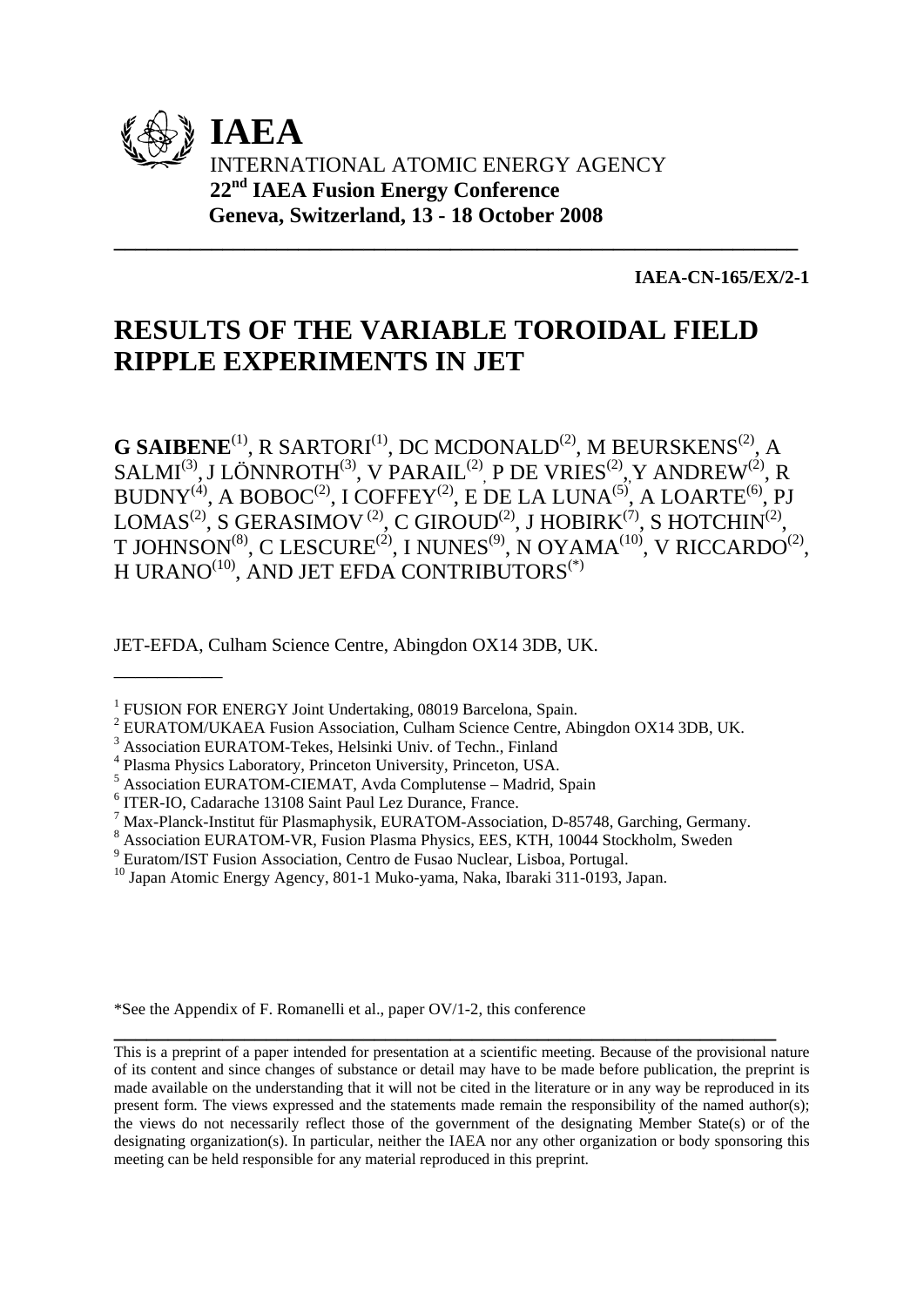**IAEA**

INTERNATIONAL ATOMIC ENERGY AGENCY

**22nd IAEA Fusion Energy Conference**

**Geneva, Switzerland, 13 - 18 October 2008**

---

**IAEA-CN-165/EX/2-1**

# RESULTS OF THE VARIABLE TOROIDAL FIELD RIPPLE EXPERIMENTS IN JET

**G SAIBENE**[1], R SARTORI[1], DC MCDONALD[2], M BEURSKENS[2], A SALMI[3], J LÖNNROTH[3], V PARAIL[2], P DE VRIES[2], Y ANDREW[2], R BUDNY[4], A BOBOC[2], I COFFEY[2], E DE LA LUNA[5], A LOARTE[6], PJ LOMAS[2], S GERASIMOV[2], C GIROUD[2], J HOBIRK[7], S HOTCHIN[2], T JOHNSON[8], C LESCURE[2], I NUNES[9], N OYAMA[10], V RICCARDO[2], H URANO[10], AND JET EFDA CONTRIBUTORS[*]

JET-EFDA, Culham Science Centre, Abingdon OX14 3DB, UK.

---

[1] FUSION FOR ENERGY Joint Undertaking, 08019 Barcelona, Spain.
[2] EURATOM/UKAEA Fusion Association, Culham Science Centre, Abingdon OX14 3DB, UK.
[3] Association EURATOM-Tekes, Helsinki Univ. of Techn., Finland
[4] Plasma Physics Laboratory, Princeton University, Princeton, USA.
[5] Association EURATOM-CIEMAT, Avda Complutense – Madrid, Spain
[6] ITER-IO, Cadarache 13108 Saint Paul Lez Durance, France.
[7] Max-Planck-Institut für Plasmaphysik, EURATOM-Association, D-85748, Garching, Germany.
[8] Association EURATOM-VR, Fusion Plasma Physics, EES, KTH, 10044 Stockholm, Sweden
[9] Euratom/IST Fusion Association, Centro de Fusao Nuclear, Lisboa, Portugal.
[10] Japan Atomic Energy Agency, 801-1 Muko-yama, Naka, Ibaraki 311-0193, Japan.

*See the Appendix of F. Romanelli et al., paper OV/1-2, this conference

---

This is a preprint of a paper intended for presentation at a scientific meeting. Because of the provisional nature of its content and since changes of substance or detail may have to be made before publication, the preprint is made available on the understanding that it will not be cited in the literature or in any way be reproduced in its present form. The views expressed and the statements made remain the responsibility of the named author(s); the views do not necessarily reflect those of the government of the designating Member State(s) or of the designating organization(s). In particular, neither the IAEA nor any other organization or body sponsoring this meeting can be held responsible for any material reproduced in this preprint.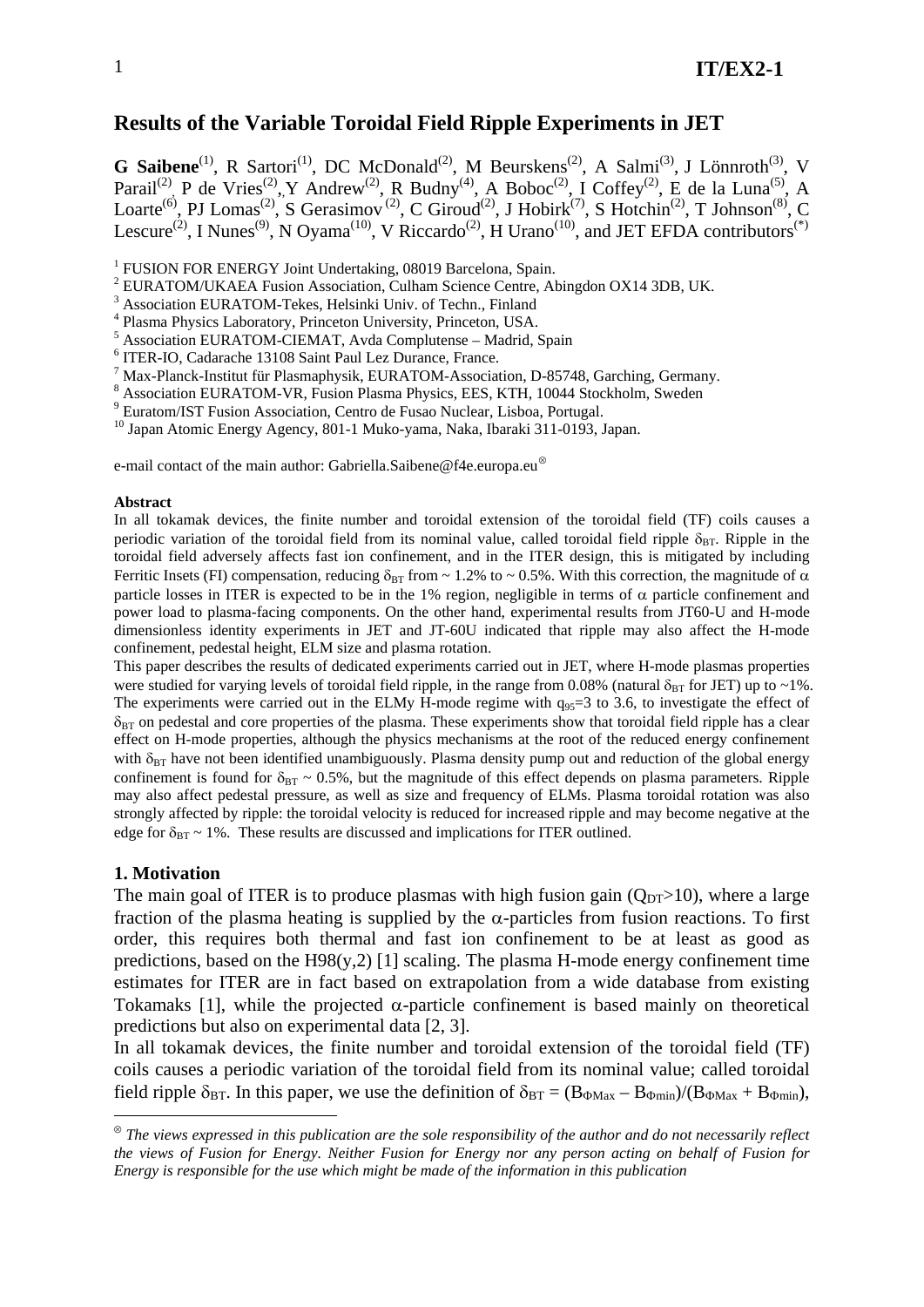# Results of the Variable Toroidal Field Ripple Experiments in JET

**G Saibene**[1], R Sartori[1], DC McDonald[2], M Beurskens[2], A Salmi[3], J Lönnroth[3], V Parail[2], P de Vries[2], Y Andrew[2], R Budny[4], A Boboc[2], I Coffey[2], E de la Luna[5], A Loarte[6], PJ Lomas[2], S Gerasimov[2], C Giroud[2], J Hobirk[7], S Hotchin[2], T Johnson[8], C Lescure[2], I Nunes[9], N Oyama[10], V Riccardo[2], H Urano[10], and JET EFDA contributors[*]

[1] FUSION FOR ENERGY Joint Undertaking, 08019 Barcelona, Spain.
[2] EURATOM/UKAEA Fusion Association, Culham Science Centre, Abingdon OX14 3DB, UK.
[3] Association EURATOM-Tekes, Helsinki Univ. of Techn., Finland
[4] Plasma Physics Laboratory, Princeton University, Princeton, USA.
[5] Association EURATOM-CIEMAT, Avda Complutense – Madrid, Spain
[6] ITER-IO, Cadarache 13108 Saint Paul Lez Durance, France.
[7] Max-Planck-Institut für Plasmaphysik, EURATOM-Association, D-85748, Garching, Germany.
[8] Association EURATOM-VR, Fusion Plasma Physics, EES, KTH, 10044 Stockholm, Sweden
[9] Euratom/IST Fusion Association, Centro de Fusao Nuclear, Lisboa, Portugal.
[10] Japan Atomic Energy Agency, 801-1 Muko-yama, Naka, Ibaraki 311-0193, Japan.

e-mail contact of the main author: Gabriella.Saibene@f4e.europa.eu[⊗]

**Abstract**

In all tokamak devices, the finite number and toroidal extension of the toroidal field (TF) coils causes a periodic variation of the toroidal field from its nominal value, called toroidal field ripple $\delta_{BT}$. Ripple in the toroidal field adversely affects fast ion confinement, and in the ITER design, this is mitigated by including Ferritic Insets (FI) compensation, reducing $\delta_{BT}$ from ~ 1.2% to ~ 0.5%. With this correction, the magnitude of $\alpha$ particle losses in ITER is expected to be in the 1% region, negligible in terms of $\alpha$ particle confinement and power load to plasma-facing components. On the other hand, experimental results from JT60-U and H-mode dimensionless identity experiments in JET and JT-60U indicated that ripple may also affect the H-mode confinement, pedestal height, ELM size and plasma rotation.

This paper describes the results of dedicated experiments carried out in JET, where H-mode plasmas properties were studied for varying levels of toroidal field ripple, in the range from 0.08% (natural $\delta_{BT}$ for JET) up to ~1%. The experiments were carried out in the ELMy H-mode regime with $q_{95}$=3 to 3.6, to investigate the effect of $\delta_{BT}$ on pedestal and core properties of the plasma. These experiments show that toroidal field ripple has a clear effect on H-mode properties, although the physics mechanisms at the root of the reduced energy confinement with $\delta_{BT}$ have not been identified unambiguously. Plasma density pump out and reduction of the global energy confinement is found for $\delta_{BT}$ ~ 0.5%, but the magnitude of this effect depends on plasma parameters. Ripple may also affect pedestal pressure, as well as size and frequency of ELMs. Plasma toroidal rotation was also strongly affected by ripple: the toroidal velocity is reduced for increased ripple and may become negative at the edge for $\delta_{BT}$ ~ 1%. These results are discussed and implications for ITER outlined.

## 1. Motivation

The main goal of ITER is to produce plasmas with high fusion gain ($Q_{DT}$>10), where a large fraction of the plasma heating is supplied by the $\alpha$-particles from fusion reactions. To first order, this requires both thermal and fast ion confinement to be at least as good as predictions, based on the H98(y,2) [1] scaling. The plasma H-mode energy confinement time estimates for ITER are in fact based on extrapolation from a wide database from existing Tokamaks [1], while the projected $\alpha$-particle confinement is based mainly on theoretical predictions but also on experimental data [2, 3].

In all tokamak devices, the finite number and toroidal extension of the toroidal field (TF) coils causes a periodic variation of the toroidal field from its nominal value; called toroidal field ripple $\delta_{BT}$. In this paper, we use the definition of $\delta_{BT} = (B_{\Phi Max} - B_{\Phi min})/(B_{\Phi Max} + B_{\Phi min})$,

[⊗] *The views expressed in this publication are the sole responsibility of the author and do not necessarily reflect the views of Fusion for Energy. Neither Fusion for Energy nor any person acting on behalf of Fusion for Energy is responsible for the use which might be made of the information in this publication*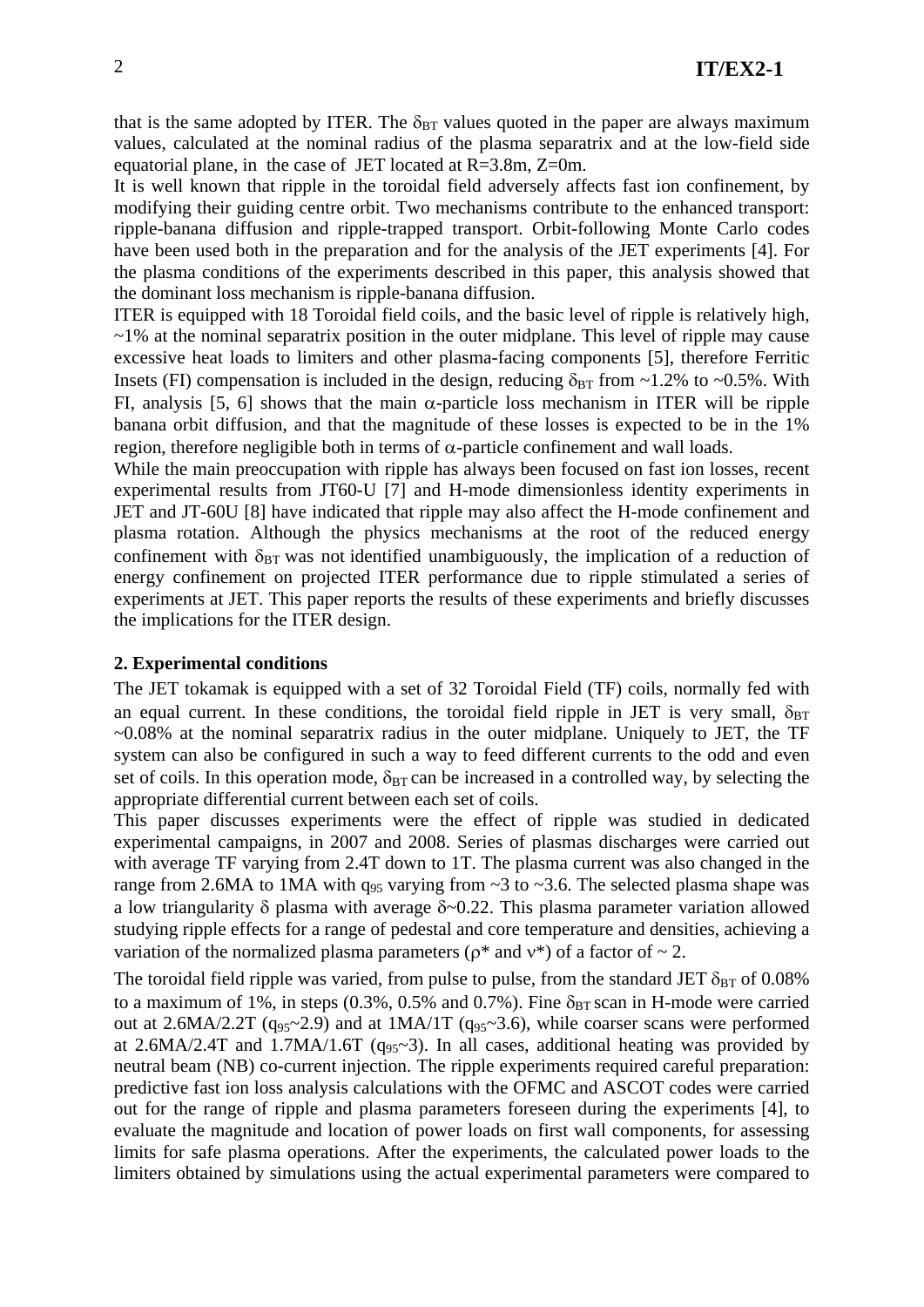that is the same adopted by ITER. The $\delta_{BT}$ values quoted in the paper are always maximum values, calculated at the nominal radius of the plasma separatrix and at the low-field side equatorial plane, in the case of JET located at R=3.8m, Z=0m.

It is well known that ripple in the toroidal field adversely affects fast ion confinement, by modifying their guiding centre orbit. Two mechanisms contribute to the enhanced transport: ripple-banana diffusion and ripple-trapped transport. Orbit-following Monte Carlo codes have been used both in the preparation and for the analysis of the JET experiments [4]. For the plasma conditions of the experiments described in this paper, this analysis showed that the dominant loss mechanism is ripple-banana diffusion.

ITER is equipped with 18 Toroidal field coils, and the basic level of ripple is relatively high, ~1% at the nominal separatrix position in the outer midplane. This level of ripple may cause excessive heat loads to limiters and other plasma-facing components [5], therefore Ferritic Insets (FI) compensation is included in the design, reducing $\delta_{BT}$ from ~1.2% to ~0.5%. With FI, analysis [5, 6] shows that the main $\alpha$-particle loss mechanism in ITER will be ripple banana orbit diffusion, and that the magnitude of these losses is expected to be in the 1% region, therefore negligible both in terms of $\alpha$-particle confinement and wall loads.

While the main preoccupation with ripple has always been focused on fast ion losses, recent experimental results from JT60-U [7] and H-mode dimensionless identity experiments in JET and JT-60U [8] have indicated that ripple may also affect the H-mode confinement and plasma rotation. Although the physics mechanisms at the root of the reduced energy confinement with $\delta_{BT}$ was not identified unambiguously, the implication of a reduction of energy confinement on projected ITER performance due to ripple stimulated a series of experiments at JET. This paper reports the results of these experiments and briefly discusses the implications for the ITER design.

## 2. Experimental conditions

The JET tokamak is equipped with a set of 32 Toroidal Field (TF) coils, normally fed with an equal current. In these conditions, the toroidal field ripple in JET is very small, $\delta_{BT}$ ~0.08% at the nominal separatrix radius in the outer midplane. Uniquely to JET, the TF system can also be configured in such a way to feed different currents to the odd and even set of coils. In this operation mode, $\delta_{BT}$ can be increased in a controlled way, by selecting the appropriate differential current between each set of coils.

This paper discusses experiments were the effect of ripple was studied in dedicated experimental campaigns, in 2007 and 2008. Series of plasmas discharges were carried out with average TF varying from 2.4T down to 1T. The plasma current was also changed in the range from 2.6MA to 1MA with $q_{95}$ varying from ~3 to ~3.6. The selected plasma shape was a low triangularity $\delta$ plasma with average $\delta$~0.22. This plasma parameter variation allowed studying ripple effects for a range of pedestal and core temperature and densities, achieving a variation of the normalized plasma parameters ($\rho^*$ and $\nu^*$) of a factor of ~ 2.

The toroidal field ripple was varied, from pulse to pulse, from the standard JET $\delta_{BT}$ of 0.08% to a maximum of 1%, in steps (0.3%, 0.5% and 0.7%). Fine $\delta_{BT}$ scan in H-mode were carried out at 2.6MA/2.2T ($q_{95}$~2.9) and at 1MA/1T ($q_{95}$~3.6), while coarser scans were performed at 2.6MA/2.4T and 1.7MA/1.6T ($q_{95}$~3). In all cases, additional heating was provided by neutral beam (NB) co-current injection. The ripple experiments required careful preparation: predictive fast ion loss analysis calculations with the OFMC and ASCOT codes were carried out for the range of ripple and plasma parameters foreseen during the experiments [4], to evaluate the magnitude and location of power loads on first wall components, for assessing limits for safe plasma operations. After the experiments, the calculated power loads to the limiters obtained by simulations using the actual experimental parameters were compared to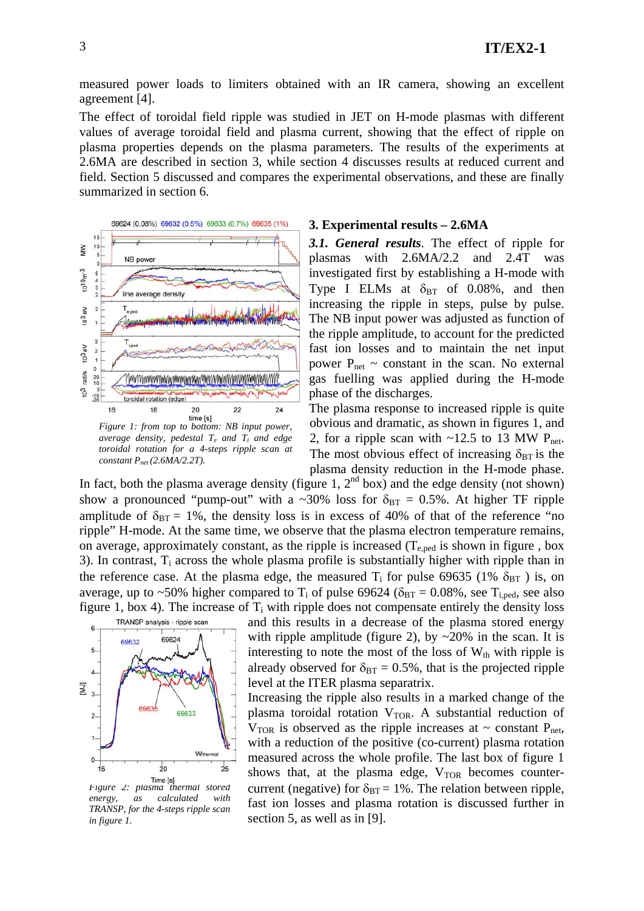measured power loads to limiters obtained with an IR camera, showing an excellent agreement [4].

The effect of toroidal field ripple was studied in JET on H-mode plasmas with different values of average toroidal field and plasma current, showing that the effect of ripple on plasma properties depends on the plasma parameters. The results of the experiments at 2.6MA are described in section 3, while section 4 discusses results at reduced current and field. Section 5 discussed and compares the experimental observations, and these are finally summarized in section 6.

*Figure 1: from top to bottom: NB input power, average density, pedestal $T_e$ and $T_i$ and edge toroidal rotation for a 4-steps ripple scan at constant $P_{net}$ (2.6MA/2.2T).*

## 3. Experimental results – 2.6MA

***3.1. General results***. The effect of ripple for plasmas with 2.6MA/2.2 and 2.4T was investigated first by establishing a H-mode with Type I ELMs at $\delta_{BT}$ of 0.08%, and then increasing the ripple in steps, pulse by pulse. The NB input power was adjusted as function of the ripple amplitude, to account for the predicted fast ion losses and to maintain the net input power $P_{net}$ ~ constant in the scan. No external gas fuelling was applied during the H-mode phase of the discharges.

The plasma response to increased ripple is quite obvious and dramatic, as shown in figures 1, and 2, for a ripple scan with ~12.5 to 13 MW $P_{net}$. The most obvious effect of increasing $\delta_{BT}$ is the plasma density reduction in the H-mode phase. In fact, both the plasma average density (figure 1, 2[nd] box) and the edge density (not shown) show a pronounced "pump-out" with a ~30% loss for $\delta_{BT}$ = 0.5%. At higher TF ripple amplitude of $\delta_{BT}$ = 1%, the density loss is in excess of 40% of that of the reference "no ripple" H-mode. At the same time, we observe that the plasma electron temperature remains, on average, approximately constant, as the ripple is increased ($T_{e,ped}$ is shown in figure , box 3). In contrast, $T_i$ across the whole plasma profile is substantially higher with ripple than in the reference case. At the plasma edge, the measured $T_i$ for pulse 69635 (1% $\delta_{BT}$ ) is, on average, up to ~50% higher compared to $T_i$ of pulse 69624 ($\delta_{BT}$ = 0.08%, see $T_{i,ped}$, see also figure 1, box 4). The increase of $T_i$ with ripple does not compensate entirely the density loss and this results in a decrease of the plasma stored energy with ripple amplitude (figure 2), by ~20% in the scan. It is interesting to note the most of the loss of $W_{th}$ with ripple is already observed for $\delta_{BT}$ = 0.5%, that is the projected ripple level at the ITER plasma separatrix.

*Figure 2: plasma thermal stored energy, as calculated with TRANSP, for the 4-steps ripple scan in figure 1.*

Increasing the ripple also results in a marked change of the plasma toroidal rotation $V_{TOR}$. A substantial reduction of $V_{TOR}$ is observed as the ripple increases at ~ constant $P_{net}$, with a reduction of the positive (co-current) plasma rotation measured across the whole profile. The last box of figure 1 shows that, at the plasma edge, $V_{TOR}$ becomes counter-current (negative) for $\delta_{BT}$ = 1%. The relation between ripple, fast ion losses and plasma rotation is discussed further in section 5, as well as in [9].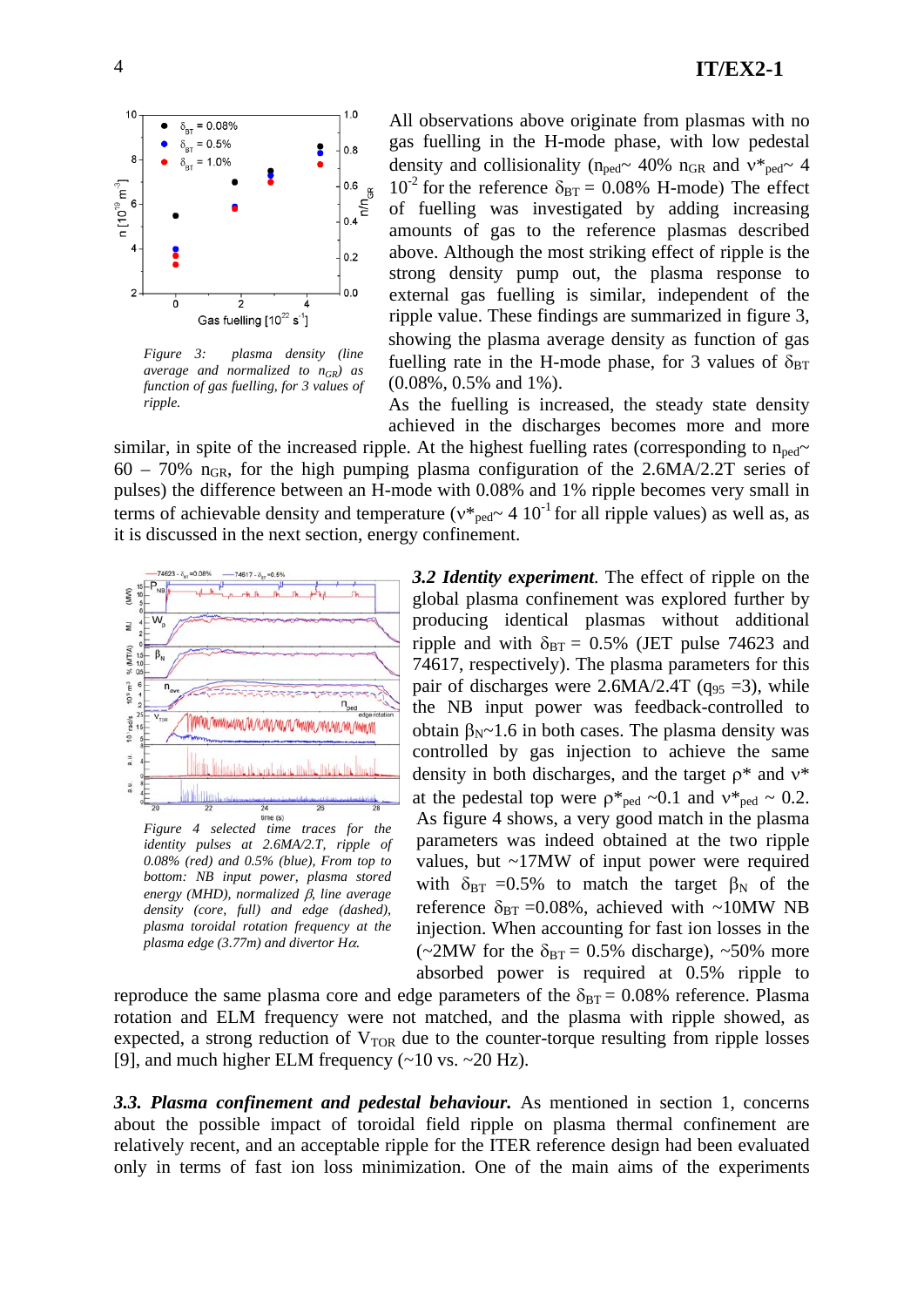*Figure 3: plasma density (line average and normalized to $n_{GR}$) as function of gas fuelling, for 3 values of ripple.*

All observations above originate from plasmas with no gas fuelling in the H-mode phase, with low pedestal density and collisionality ($n_{ped}$~ 40% $n_{GR}$ and $\nu^*_{ped}$~ 4 $10^{-2}$ for the reference $\delta_{BT}$ = 0.08% H-mode) The effect of fuelling was investigated by adding increasing amounts of gas to the reference plasmas described above. Although the most striking effect of ripple is the strong density pump out, the plasma response to external gas fuelling is similar, independent of the ripple value. These findings are summarized in figure 3, showing the plasma average density as function of gas fuelling rate in the H-mode phase, for 3 values of $\delta_{BT}$ (0.08%, 0.5% and 1%).

As the fuelling is increased, the steady state density achieved in the discharges becomes more and more similar, in spite of the increased ripple. At the highest fuelling rates (corresponding to $n_{ped}$~ 60 – 70% $n_{GR}$, for the high pumping plasma configuration of the 2.6MA/2.2T series of pulses) the difference between an H-mode with 0.08% and 1% ripple becomes very small in terms of achievable density and temperature ($\nu^*_{ped}$~ 4 $10^{-1}$ for all ripple values) as well as, as it is discussed in the next section, energy confinement.

*Figure 4 selected time traces for the identity pulses at 2.6MA/2.7T, ripple of 0.08% (red) and 0.5% (blue), From top to bottom: NB input power, plasma stored energy (MHD), normalized β, line average density (core, full) and edge (dashed), plasma toroidal rotation frequency at the plasma edge (3.77m) and divertor Hα.*

***3.2 Identity experiment***. The effect of ripple on the global plasma confinement was explored further by producing identical plasmas without additional ripple and with $\delta_{BT}$ = 0.5% (JET pulse 74623 and 74617, respectively). The plasma parameters for this pair of discharges were 2.6MA/2.4T ($q_{95}$ =3), while the NB input power was feedback-controlled to obtain $\beta_N$~1.6 in both cases. The plasma density was controlled by gas injection to achieve the same density in both discharges, and the target $\rho^*$ and $\nu^*$ at the pedestal top were $\rho^*_{ped}$ ~0.1 and $\nu^*_{ped}$ ~ 0.2. As figure 4 shows, a very good match in the plasma parameters was indeed obtained at the two ripple values, but ~17MW of input power were required with $\delta_{BT}$ =0.5% to match the target $\beta_N$ of the reference $\delta_{BT}$ =0.08%, achieved with ~10MW NB injection. When accounting for fast ion losses in the (~2MW for the $\delta_{BT}$ = 0.5% discharge), ~50% more absorbed power is required at 0.5% ripple to reproduce the same plasma core and edge parameters of the $\delta_{BT}$ = 0.08% reference. Plasma rotation and ELM frequency were not matched, and the plasma with ripple showed, as expected, a strong reduction of $V_{TOR}$ due to the counter-torque resulting from ripple losses [9], and much higher ELM frequency (~10 vs. ~20 Hz).

***3.3. Plasma confinement and pedestal behaviour.*** As mentioned in section 1, concerns about the possible impact of toroidal field ripple on plasma thermal confinement are relatively recent, and an acceptable ripple for the ITER reference design had been evaluated only in terms of fast ion loss minimization. One of the main aims of the experiments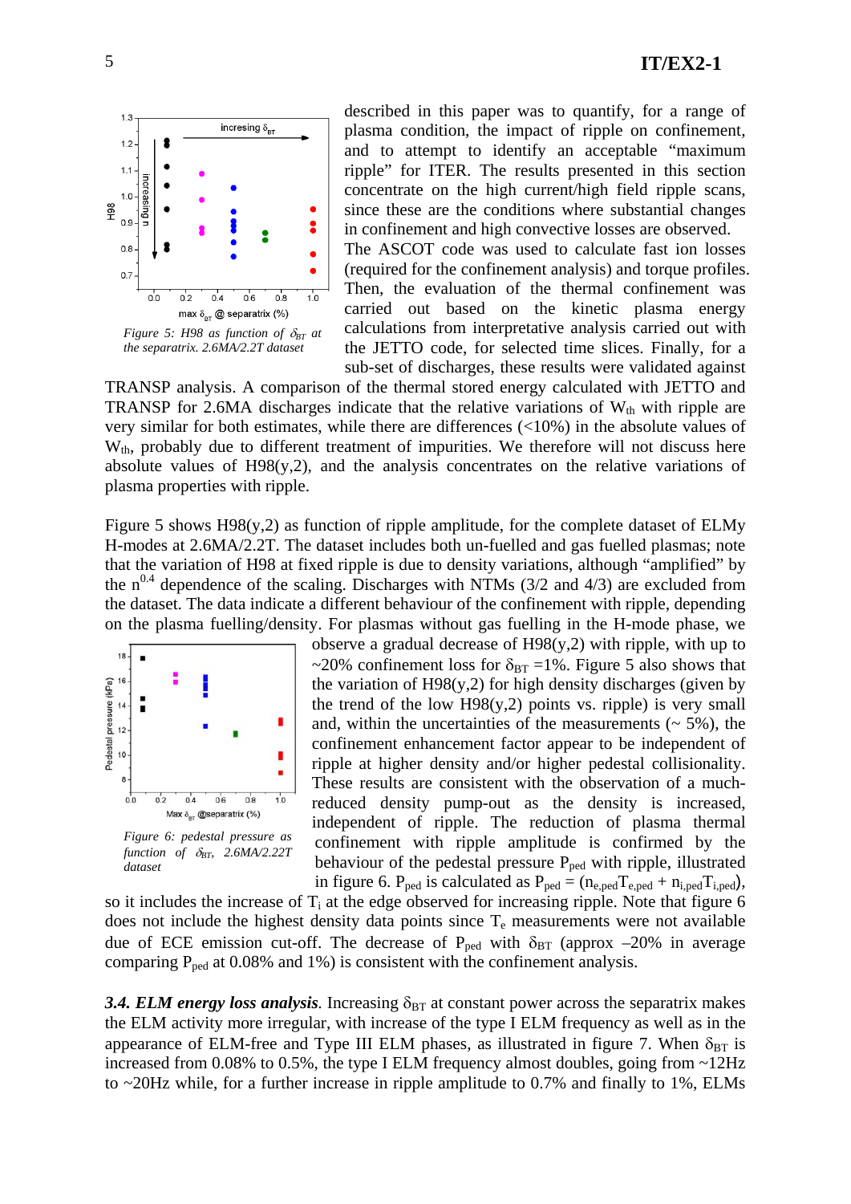described in this paper was to quantify, for a range of plasma condition, the impact of ripple on confinement, and to attempt to identify an acceptable "maximum ripple" for ITER. The results presented in this section concentrate on the high current/high field ripple scans, since these are the conditions where substantial changes in confinement and high convective losses are observed. The ASCOT code was used to calculate fast ion losses (required for the confinement analysis) and torque profiles. Then, the evaluation of the thermal confinement was carried out based on the kinetic plasma energy calculations from interpretative analysis carried out with the JETTO code, for selected time slices. Finally, for a sub-set of discharges, these results were validated against TRANSP analysis. A comparison of the thermal stored energy calculated with JETTO and TRANSP for 2.6MA discharges indicate that the relative variations of $W_{th}$ with ripple are very similar for both estimates, while there are differences (<10%) in the absolute values of $W_{th}$, probably due to different treatment of impurities. We therefore will not discuss here absolute values of H98(y,2), and the analysis concentrates on the relative variations of plasma properties with ripple.

*Figure 5: H98 as function of $\delta_{BT}$ at the separatrix. 2.6MA/2.2T dataset*

Figure 5 shows H98(y,2) as function of ripple amplitude, for the complete dataset of ELMy H-modes at 2.6MA/2.2T. The dataset includes both un-fuelled and gas fuelled plasmas; note that the variation of H98 at fixed ripple is due to density variations, although "amplified" by the $n^{0.4}$ dependence of the scaling. Discharges with NTMs (3/2 and 4/3) are excluded from the dataset. The data indicate a different behaviour of the confinement with ripple, depending on the plasma fuelling/density. For plasmas without gas fuelling in the H-mode phase, we observe a gradual decrease of H98(y,2) with ripple, with up to ~20% confinement loss for $\delta_{BT}$ =1%. Figure 5 also shows that the variation of H98(y,2) for high density discharges (given by the trend of the low H98(y,2) points vs. ripple) is very small and, within the uncertainties of the measurements (~ 5%), the confinement enhancement factor appear to be independent of ripple at higher density and/or higher pedestal collisionality. These results are consistent with the observation of a much-reduced density pump-out as the density is increased, independent of ripple. The reduction of plasma thermal confinement with ripple amplitude is confirmed by the behaviour of the pedestal pressure $P_{ped}$ with ripple, illustrated in figure 6. $P_{ped}$ is calculated as $P_{ped} = (n_{e,ped}T_{e,ped} + n_{i,ped}T_{i,ped})$, so it includes the increase of $T_i$ at the edge observed for increasing ripple. Note that figure 6 does not include the highest density data points since $T_e$ measurements were not available due of ECE emission cut-off. The decrease of $P_{ped}$ with $\delta_{BT}$ (approx –20% in average comparing $P_{ped}$ at 0.08% and 1%) is consistent with the confinement analysis.

*Figure 6: pedestal pressure as function of $\delta_{BT}$, 2.6MA/2.22T dataset*

***3.4. ELM energy loss analysis***. Increasing $\delta_{BT}$ at constant power across the separatrix makes the ELM activity more irregular, with increase of the type I ELM frequency as well as in the appearance of ELM-free and Type III ELM phases, as illustrated in figure 7. When $\delta_{BT}$ is increased from 0.08% to 0.5%, the type I ELM frequency almost doubles, going from ~12Hz to ~20Hz while, for a further increase in ripple amplitude to 0.7% and finally to 1%, ELMs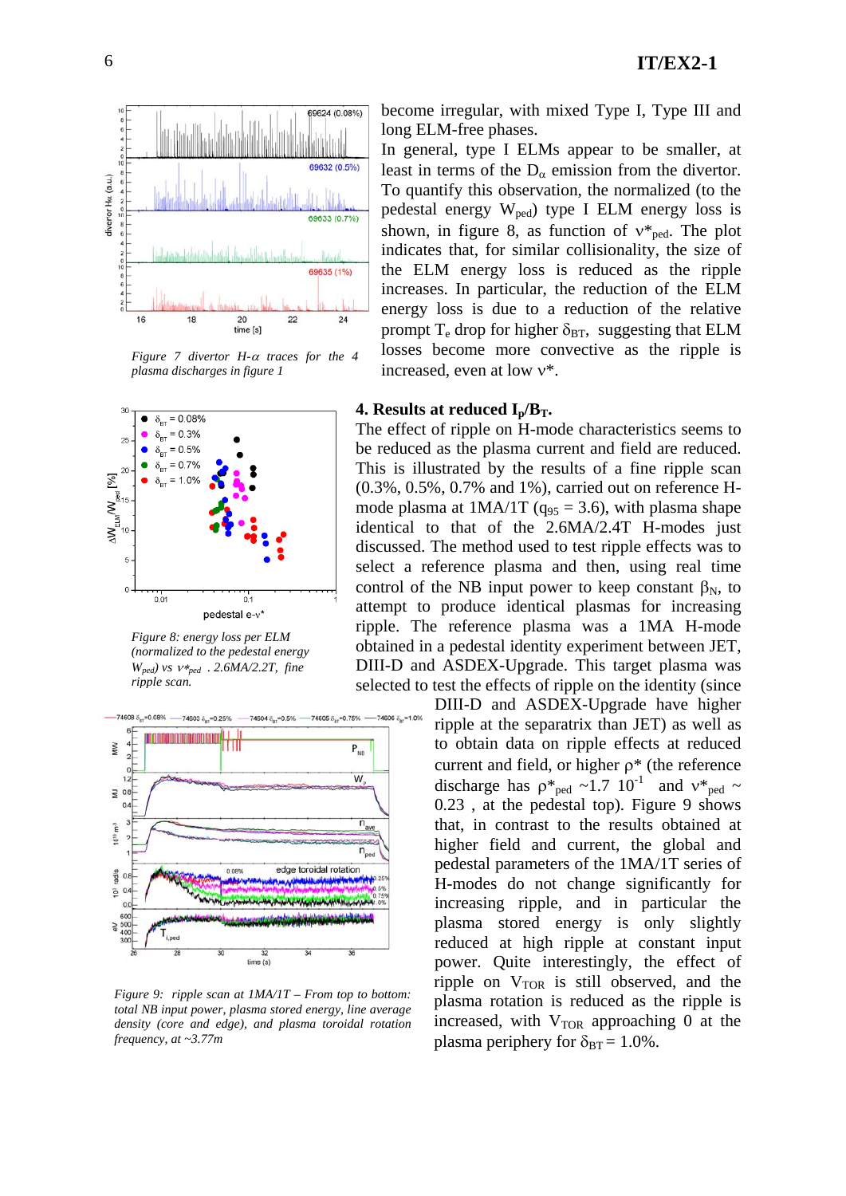become irregular, with mixed Type I, Type III and long ELM-free phases.

In general, type I ELMs appear to be smaller, at least in terms of the $D_\alpha$ emission from the divertor. To quantify this observation, the normalized (to the pedestal energy $W_{ped}$) type I ELM energy loss is shown, in figure 8, as function of $\nu^*_{ped}$. The plot indicates that, for similar collisionality, the size of the ELM energy loss is reduced as the ripple increases. In particular, the reduction of the ELM energy loss is due to a reduction of the relative prompt $T_e$ drop for higher $\delta_{BT}$, suggesting that ELM losses become more convective as the ripple is increased, even at low $\nu^*$.

*Figure 7 divertor H-α traces for the 4 plasma discharges in figure 1*

*Figure 8: energy loss per ELM (normalized to the pedestal energy $W_{ped}$) vs $\nu^*_{ped}$ . 2.6MA/2.2T, fine ripple scan.*

## 4. Results at reduced $I_p/B_T$.

The effect of ripple on H-mode characteristics seems to be reduced as the plasma current and field are reduced. This is illustrated by the results of a fine ripple scan (0.3%, 0.5%, 0.7% and 1%), carried out on reference H-mode plasma at 1MA/1T ($q_{95}$ = 3.6), with plasma shape identical to that of the 2.6MA/2.4T H-modes just discussed. The method used to test ripple effects was to select a reference plasma and then, using real time control of the NB input power to keep constant $\beta_N$, to attempt to produce identical plasmas for increasing ripple. The reference plasma was a 1MA H-mode obtained in a pedestal identity experiment between JET, DIII-D and ASDEX-Upgrade. This target plasma was selected to test the effects of ripple on the identity (since DIII-D and ASDEX-Upgrade have higher ripple at the separatrix than JET) as well as to obtain data on ripple effects at reduced current and field, or higher $\rho^*$ (the reference discharge has $\rho^*_{ped}$ ~1.7 $10^{-1}$ and $\nu^*_{ped}$ ~ 0.23 , at the pedestal top). Figure 9 shows that, in contrast to the results obtained at higher field and current, the global and pedestal parameters of the 1MA/1T series of H-modes do not change significantly for increasing ripple, and in particular the plasma stored energy is only slightly reduced at high ripple at constant input power. Quite interestingly, the effect of ripple on $V_{TOR}$ is still observed, and the plasma rotation is reduced as the ripple is increased, with $V_{TOR}$ approaching 0 at the plasma periphery for $\delta_{BT}$ = 1.0%.

*Figure 9: ripple scan at 1MA/1T – From top to bottom: total NB input power, plasma stored energy, line average density (core and edge), and plasma toroidal rotation frequency, at ~3.77m*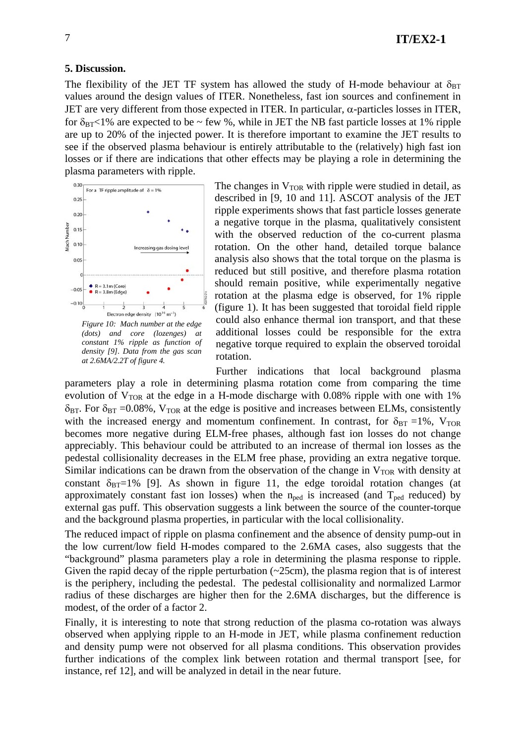## 5. Discussion.

The flexibility of the JET TF system has allowed the study of H-mode behaviour at $\delta_{BT}$ values around the design values of ITER. Nonetheless, fast ion sources and confinement in JET are very different from those expected in ITER. In particular, $\alpha$-particles losses in ITER, for $\delta_{BT}<1\%$ are expected to be ~ few %, while in JET the NB fast particle losses at 1% ripple are up to 20% of the injected power. It is therefore important to examine the JET results to see if the observed plasma behaviour is entirely attributable to the (relatively) high fast ion losses or if there are indications that other effects may be playing a role in determining the plasma parameters with ripple.

*Figure 10: Mach number at the edge (dots) and core (lozenges) at constant 1% ripple as function of density [9]. Data from the gas scan at 2.6MA/2.2T of figure 4.*

The changes in $V_{TOR}$ with ripple were studied in detail, as described in [9, 10 and 11]. ASCOT analysis of the JET ripple experiments shows that fast particle losses generate a negative torque in the plasma, qualitatively consistent with the observed reduction of the co-current plasma rotation. On the other hand, detailed torque balance analysis also shows that the total torque on the plasma is reduced but still positive, and therefore plasma rotation should remain positive, while experimentally negative rotation at the plasma edge is observed, for 1% ripple (figure 1). It has been suggested that toroidal field ripple could also enhance thermal ion transport, and that these additional losses could be responsible for the extra negative torque required to explain the observed toroidal rotation.

Further indications that local background plasma parameters play a role in determining plasma rotation come from comparing the time evolution of $V_{TOR}$ at the edge in a H-mode discharge with 0.08% ripple with one with 1% $\delta_{BT}$. For $\delta_{BT}$ =0.08%, $V_{TOR}$ at the edge is positive and increases between ELMs, consistently with the increased energy and momentum confinement. In contrast, for $\delta_{BT}$ =1%, $V_{TOR}$ becomes more negative during ELM-free phases, although fast ion losses do not change appreciably. This behaviour could be attributed to an increase of thermal ion losses as the pedestal collisionality decreases in the ELM free phase, providing an extra negative torque. Similar indications can be drawn from the observation of the change in $V_{TOR}$ with density at constant $\delta_{BT}$=1% [9]. As shown in figure 11, the edge toroidal rotation changes (at approximately constant fast ion losses) when the $n_{ped}$ is increased (and $T_{ped}$ reduced) by external gas puff. This observation suggests a link between the source of the counter-torque and the background plasma properties, in particular with the local collisionality.

The reduced impact of ripple on plasma confinement and the absence of density pump-out in the low current/low field H-modes compared to the 2.6MA cases, also suggests that the "background" plasma parameters play a role in determining the plasma response to ripple. Given the rapid decay of the ripple perturbation (~25cm), the plasma region that is of interest is the periphery, including the pedestal. The pedestal collisionality and normalized Larmor radius of these discharges are higher then for the 2.6MA discharges, but the difference is modest, of the order of a factor 2.

Finally, it is interesting to note that strong reduction of the plasma co-rotation was always observed when applying ripple to an H-mode in JET, while plasma confinement reduction and density pump were not observed for all plasma conditions. This observation provides further indications of the complex link between rotation and thermal transport [see, for instance, ref 12], and will be analyzed in detail in the near future.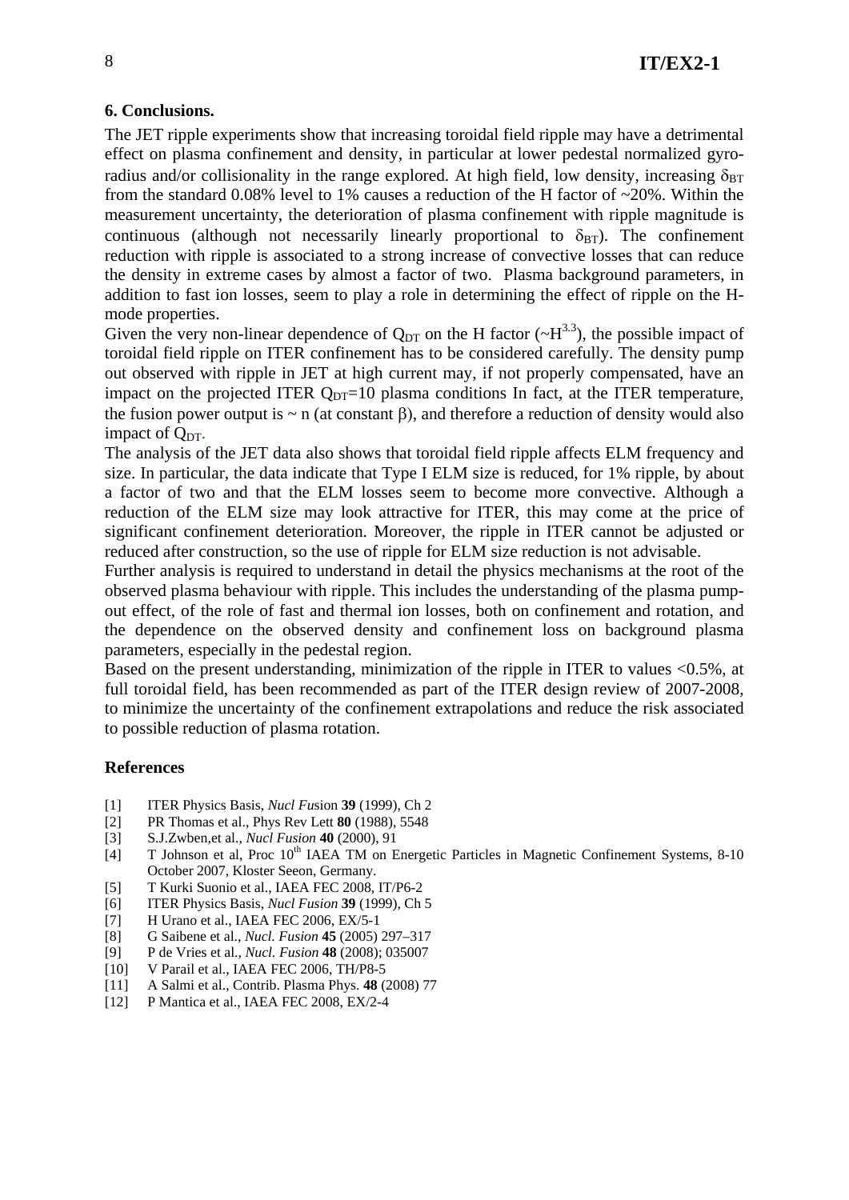## 6. Conclusions.

The JET ripple experiments show that increasing toroidal field ripple may have a detrimental effect on plasma confinement and density, in particular at lower pedestal normalized gyro-radius and/or collisionality in the range explored. At high field, low density, increasing $\delta_{BT}$ from the standard 0.08% level to 1% causes a reduction of the H factor of ~20%. Within the measurement uncertainty, the deterioration of plasma confinement with ripple magnitude is continuous (although not necessarily linearly proportional to $\delta_{BT}$). The confinement reduction with ripple is associated to a strong increase of convective losses that can reduce the density in extreme cases by almost a factor of two. Plasma background parameters, in addition to fast ion losses, seem to play a role in determining the effect of ripple on the H-mode properties.

Given the very non-linear dependence of $Q_{DT}$ on the H factor ($\sim H^{3.3}$), the possible impact of toroidal field ripple on ITER confinement has to be considered carefully. The density pump out observed with ripple in JET at high current may, if not properly compensated, have an impact on the projected ITER $Q_{DT}$=10 plasma conditions In fact, at the ITER temperature, the fusion power output is ~ n (at constant $\beta$), and therefore a reduction of density would also impact of $Q_{DT}$.

The analysis of the JET data also shows that toroidal field ripple affects ELM frequency and size. In particular, the data indicate that Type I ELM size is reduced, for 1% ripple, by about a factor of two and that the ELM losses seem to become more convective. Although a reduction of the ELM size may look attractive for ITER, this may come at the price of significant confinement deterioration. Moreover, the ripple in ITER cannot be adjusted or reduced after construction, so the use of ripple for ELM size reduction is not advisable.

Further analysis is required to understand in detail the physics mechanisms at the root of the observed plasma behaviour with ripple. This includes the understanding of the plasma pump-out effect, of the role of fast and thermal ion losses, both on confinement and rotation, and the dependence on the observed density and confinement loss on background plasma parameters, especially in the pedestal region.

Based on the present understanding, minimization of the ripple in ITER to values <0.5%, at full toroidal field, has been recommended as part of the ITER design review of 2007-2008, to minimize the uncertainty of the confinement extrapolations and reduce the risk associated to possible reduction of plasma rotation.

## References

[1] ITER Physics Basis, *Nucl Fusion* **39** (1999), Ch 2
[2] PR Thomas et al., Phys Rev Lett **80** (1988), 5548
[3] S.J.Zwben,et al., *Nucl Fusion* **40** (2000), 91
[4] T Johnson et al, Proc 10th IAEA TM on Energetic Particles in Magnetic Confinement Systems, 8-10 October 2007, Kloster Seeon, Germany.
[5] T Kurki Suonio et al., IAEA FEC 2008, IT/P6-2
[6] ITER Physics Basis, *Nucl Fusion* **39** (1999), Ch 5
[7] H Urano et al., IAEA FEC 2006, EX/5-1
[8] G Saibene et al., *Nucl. Fusion* **45** (2005) 297–317
[9] P de Vries et al., *Nucl. Fusion* **48** (2008); 035007
[10] V Parail et al., IAEA FEC 2006, TH/P8-5
[11] A Salmi et al., Contrib. Plasma Phys. **48** (2008) 77
[12] P Mantica et al., IAEA FEC 2008, EX/2-4